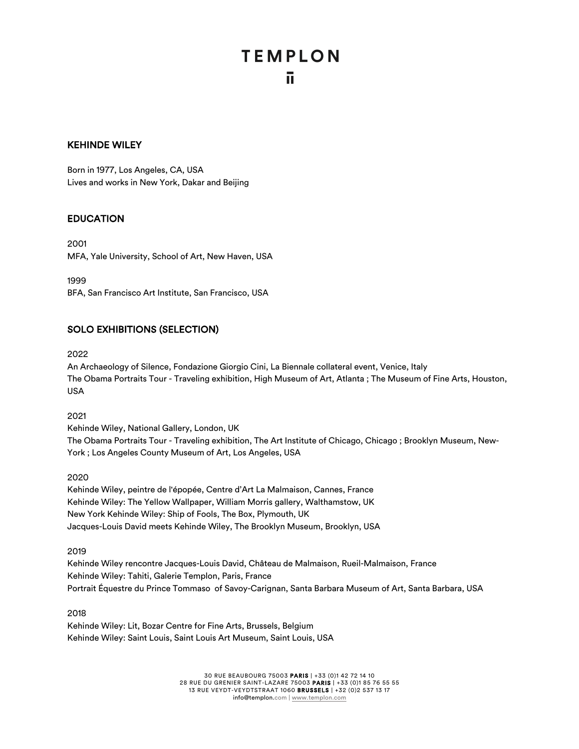# TEMPLON

## KEHINDE WILEY

Born in 1977, Los Angeles, CA, USA
Lives and works in New York, Dakar and Beijing

## EDUCATION

2001
MFA, Yale University, School of Art, New Haven, USA

1999
BFA, San Francisco Art Institute, San Francisco, USA

## SOLO EXHIBITIONS (SELECTION)

2022
An Archaeology of Silence, Fondazione Giorgio Cini, La Biennale collateral event, Venice, Italy
The Obama Portraits Tour - Traveling exhibition, High Museum of Art, Atlanta ; The Museum of Fine Arts, Houston, USA

2021
Kehinde Wiley, National Gallery, London, UK
The Obama Portraits Tour - Traveling exhibition, The Art Institute of Chicago, Chicago ; Brooklyn Museum, New-York ; Los Angeles County Museum of Art, Los Angeles, USA

2020
Kehinde Wiley, peintre de l'épopée, Centre d'Art La Malmaison, Cannes, France
Kehinde Wiley: The Yellow Wallpaper, William Morris gallery, Walthamstow, UK
New York Kehinde Wiley: Ship of Fools, The Box, Plymouth, UK
Jacques-Louis David meets Kehinde Wiley, The Brooklyn Museum, Brooklyn, USA

2019
Kehinde Wiley rencontre Jacques-Louis David, Château de Malmaison, Rueil-Malmaison, France
Kehinde Wiley: Tahiti, Galerie Templon, Paris, France
Portrait Équestre du Prince Tommaso of Savoy-Carignan, Santa Barbara Museum of Art, Santa Barbara, USA

2018
Kehinde Wiley: Lit, Bozar Centre for Fine Arts, Brussels, Belgium
Kehinde Wiley: Saint Louis, Saint Louis Art Museum, Saint Louis, USA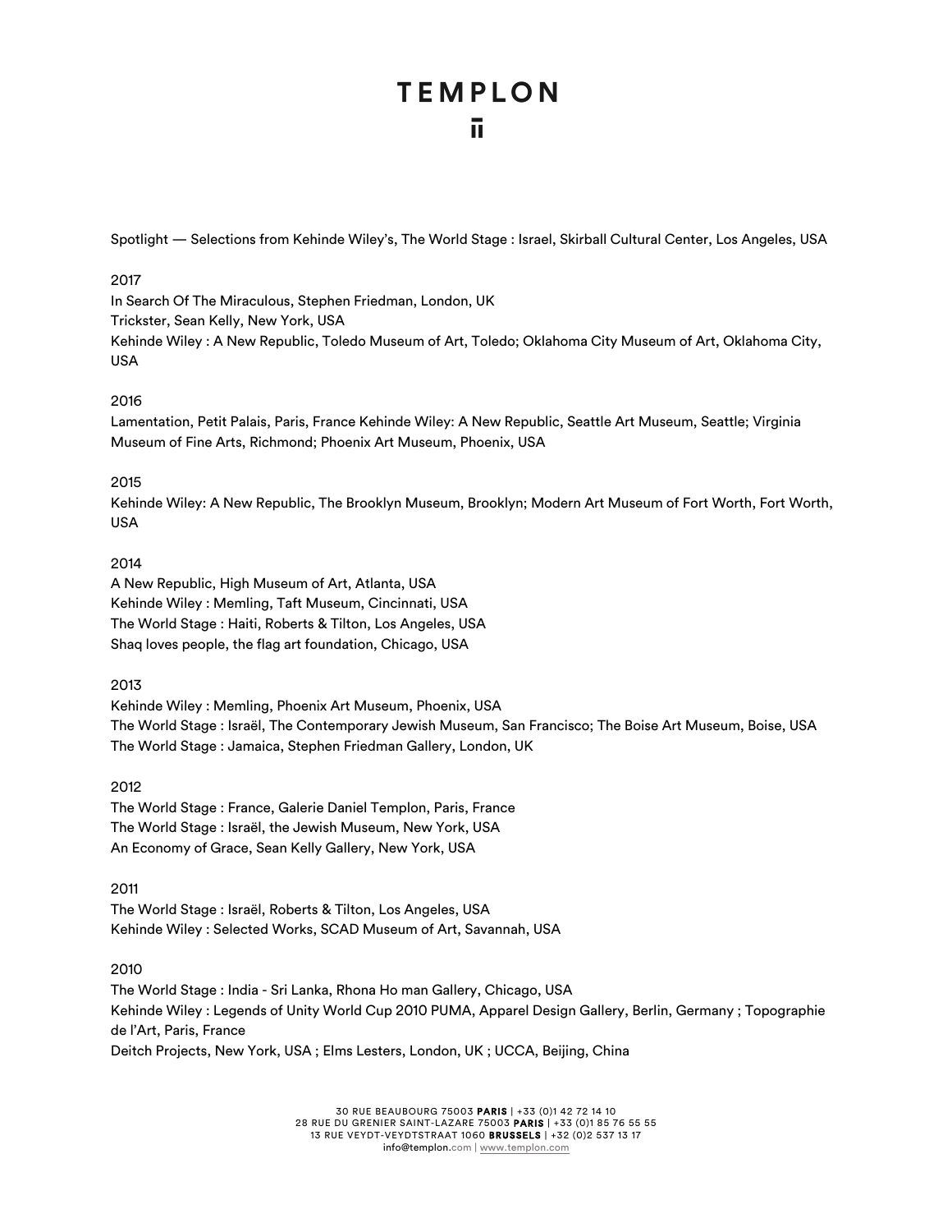Spotlight — Selections from Kehinde Wiley's, The World Stage : Israel, Skirball Cultural Center, Los Angeles, USA

2017

In Search Of The Miraculous, Stephen Friedman, London, UK
Trickster, Sean Kelly, New York, USA
Kehinde Wiley : A New Republic, Toledo Museum of Art, Toledo; Oklahoma City Museum of Art, Oklahoma City, USA

2016

Lamentation, Petit Palais, Paris, France Kehinde Wiley: A New Republic, Seattle Art Museum, Seattle; Virginia Museum of Fine Arts, Richmond; Phoenix Art Museum, Phoenix, USA

2015

Kehinde Wiley: A New Republic, The Brooklyn Museum, Brooklyn; Modern Art Museum of Fort Worth, Fort Worth, USA

2014

A New Republic, High Museum of Art, Atlanta, USA
Kehinde Wiley : Memling, Taft Museum, Cincinnati, USA
The World Stage : Haiti, Roberts & Tilton, Los Angeles, USA
Shaq loves people, the flag art foundation, Chicago, USA

2013

Kehinde Wiley : Memling, Phoenix Art Museum, Phoenix, USA
The World Stage : Israël, The Contemporary Jewish Museum, San Francisco; The Boise Art Museum, Boise, USA
The World Stage : Jamaica, Stephen Friedman Gallery, London, UK

2012

The World Stage : France, Galerie Daniel Templon, Paris, France
The World Stage : Israël, the Jewish Museum, New York, USA
An Economy of Grace, Sean Kelly Gallery, New York, USA

2011

The World Stage : Israël, Roberts & Tilton, Los Angeles, USA
Kehinde Wiley : Selected Works, SCAD Museum of Art, Savannah, USA

2010

The World Stage : India - Sri Lanka, Rhona Ho man Gallery, Chicago, USA
Kehinde Wiley : Legends of Unity World Cup 2010 PUMA, Apparel Design Gallery, Berlin, Germany ; Topographie de l'Art, Paris, France
Deitch Projects, New York, USA ; Elms Lesters, London, UK ; UCCA, Beijing, China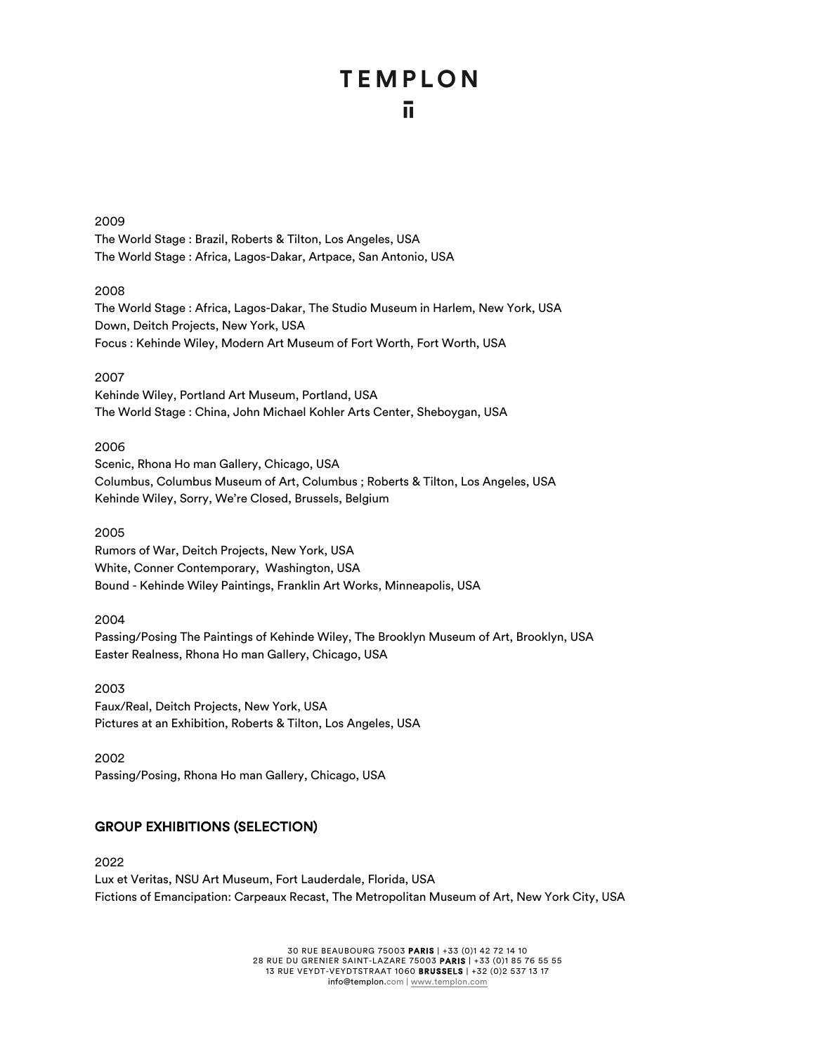2009

The World Stage : Brazil, Roberts & Tilton, Los Angeles, USA
The World Stage : Africa, Lagos-Dakar, Artpace, San Antonio, USA

2008

The World Stage : Africa, Lagos-Dakar, The Studio Museum in Harlem, New York, USA
Down, Deitch Projects, New York, USA
Focus : Kehinde Wiley, Modern Art Museum of Fort Worth, Fort Worth, USA

2007

Kehinde Wiley, Portland Art Museum, Portland, USA
The World Stage : China, John Michael Kohler Arts Center, Sheboygan, USA

2006

Scenic, Rhona Ho man Gallery, Chicago, USA
Columbus, Columbus Museum of Art, Columbus ; Roberts & Tilton, Los Angeles, USA
Kehinde Wiley, Sorry, We're Closed, Brussels, Belgium

2005

Rumors of War, Deitch Projects, New York, USA
White, Conner Contemporary, Washington, USA
Bound - Kehinde Wiley Paintings, Franklin Art Works, Minneapolis, USA

2004

Passing/Posing The Paintings of Kehinde Wiley, The Brooklyn Museum of Art, Brooklyn, USA
Easter Realness, Rhona Ho man Gallery, Chicago, USA

2003

Faux/Real, Deitch Projects, New York, USA
Pictures at an Exhibition, Roberts & Tilton, Los Angeles, USA

2002

Passing/Posing, Rhona Ho man Gallery, Chicago, USA

## GROUP EXHIBITIONS (SELECTION)

2022

Lux et Veritas, NSU Art Museum, Fort Lauderdale, Florida, USA
Fictions of Emancipation: Carpeaux Recast, The Metropolitan Museum of Art, New York City, USA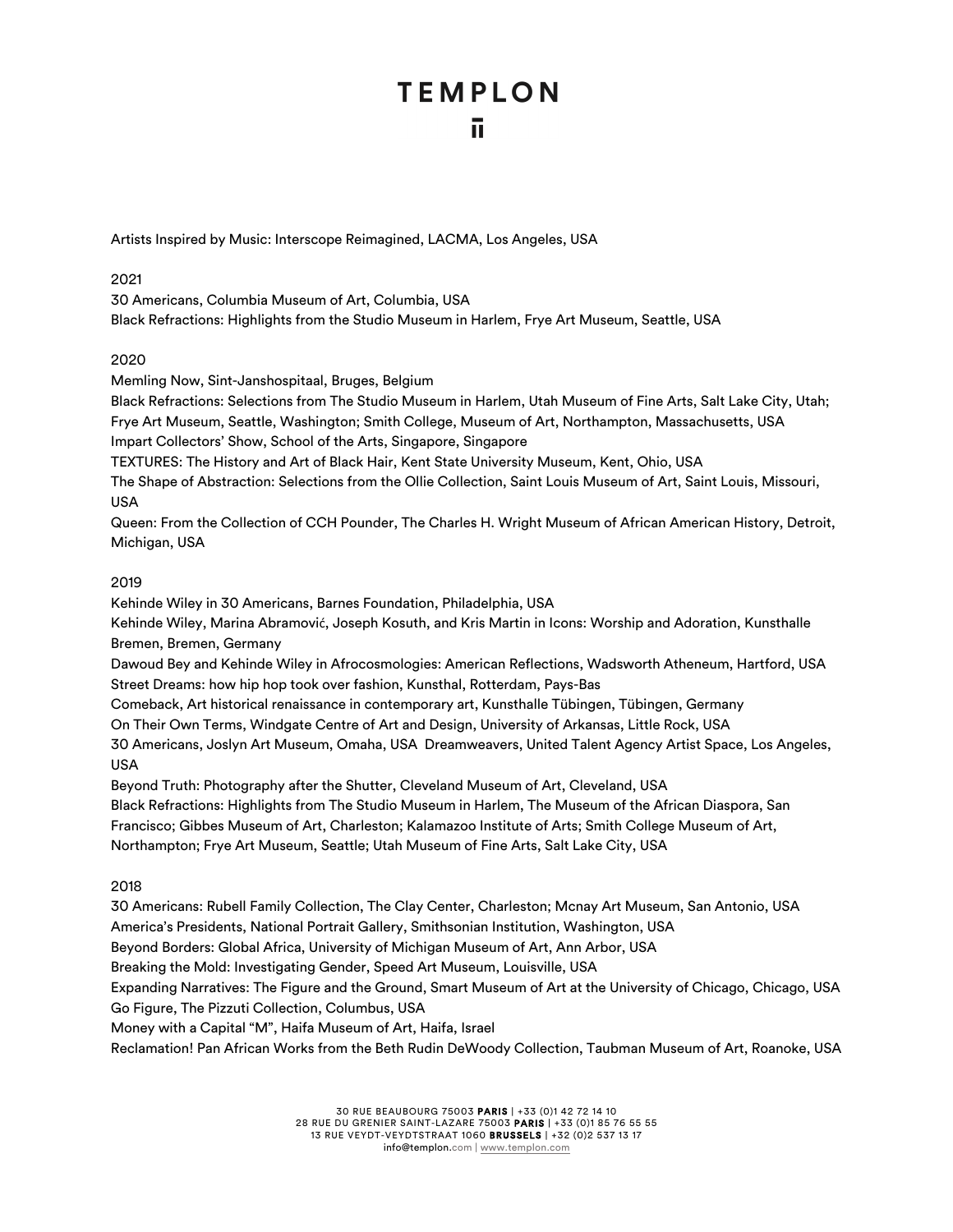Artists Inspired by Music: Interscope Reimagined, LACMA, Los Angeles, USA

2021

30 Americans, Columbia Museum of Art, Columbia, USA
Black Refractions: Highlights from the Studio Museum in Harlem, Frye Art Museum, Seattle, USA

2020

Memling Now, Sint-Janshospitaal, Bruges, Belgium
Black Refractions: Selections from The Studio Museum in Harlem, Utah Museum of Fine Arts, Salt Lake City, Utah; Frye Art Museum, Seattle, Washington; Smith College, Museum of Art, Northampton, Massachusetts, USA
Impart Collectors' Show, School of the Arts, Singapore, Singapore
TEXTURES: The History and Art of Black Hair, Kent State University Museum, Kent, Ohio, USA
The Shape of Abstraction: Selections from the Ollie Collection, Saint Louis Museum of Art, Saint Louis, Missouri, USA
Queen: From the Collection of CCH Pounder, The Charles H. Wright Museum of African American History, Detroit, Michigan, USA

2019

Kehinde Wiley in 30 Americans, Barnes Foundation, Philadelphia, USA
Kehinde Wiley, Marina Abramović, Joseph Kosuth, and Kris Martin in Icons: Worship and Adoration, Kunsthalle Bremen, Bremen, Germany
Dawoud Bey and Kehinde Wiley in Afrocosmologies: American Reflections, Wadsworth Atheneum, Hartford, USA
Street Dreams: how hip hop took over fashion, Kunsthal, Rotterdam, Pays-Bas
Comeback, Art historical renaissance in contemporary art, Kunsthalle Tübingen, Tübingen, Germany
On Their Own Terms, Windgate Centre of Art and Design, University of Arkansas, Little Rock, USA
30 Americans, Joslyn Art Museum, Omaha, USA Dreamweavers, United Talent Agency Artist Space, Los Angeles, USA
Beyond Truth: Photography after the Shutter, Cleveland Museum of Art, Cleveland, USA
Black Refractions: Highlights from The Studio Museum in Harlem, The Museum of the African Diaspora, San Francisco; Gibbes Museum of Art, Charleston; Kalamazoo Institute of Arts; Smith College Museum of Art, Northampton; Frye Art Museum, Seattle; Utah Museum of Fine Arts, Salt Lake City, USA

2018

30 Americans: Rubell Family Collection, The Clay Center, Charleston; Mcnay Art Museum, San Antonio, USA
America's Presidents, National Portrait Gallery, Smithsonian Institution, Washington, USA
Beyond Borders: Global Africa, University of Michigan Museum of Art, Ann Arbor, USA
Breaking the Mold: Investigating Gender, Speed Art Museum, Louisville, USA
Expanding Narratives: The Figure and the Ground, Smart Museum of Art at the University of Chicago, Chicago, USA
Go Figure, The Pizzuti Collection, Columbus, USA
Money with a Capital "M", Haifa Museum of Art, Haifa, Israel
Reclamation! Pan African Works from the Beth Rudin DeWoody Collection, Taubman Museum of Art, Roanoke, USA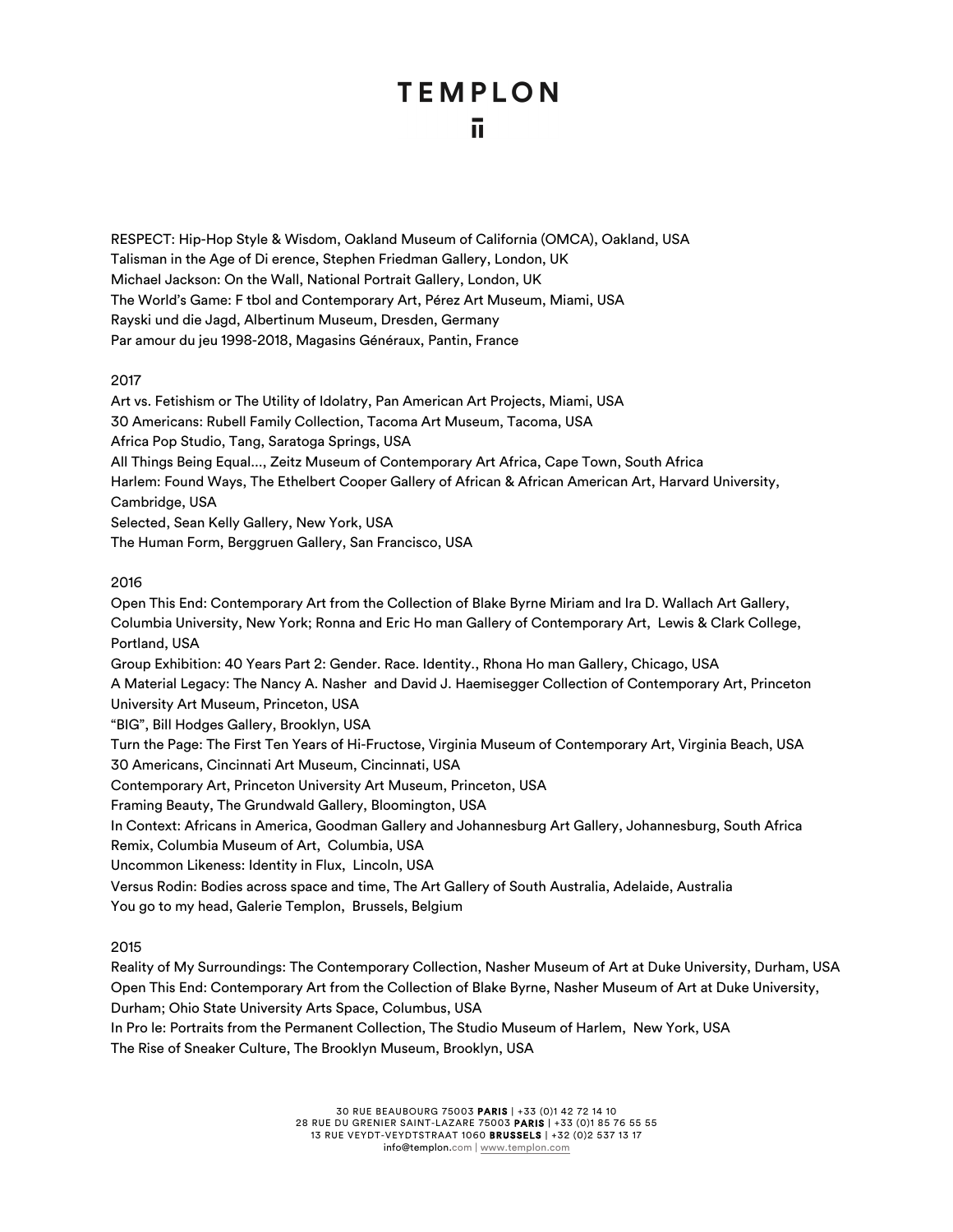RESPECT: Hip-Hop Style & Wisdom, Oakland Museum of California (OMCA), Oakland, USA
Talisman in the Age of Di erence, Stephen Friedman Gallery, London, UK
Michael Jackson: On the Wall, National Portrait Gallery, London, UK
The World's Game: F tbol and Contemporary Art, Pérez Art Museum, Miami, USA
Rayski und die Jagd, Albertinum Museum, Dresden, Germany
Par amour du jeu 1998-2018, Magasins Généraux, Pantin, France

2017

Art vs. Fetishism or The Utility of Idolatry, Pan American Art Projects, Miami, USA
30 Americans: Rubell Family Collection, Tacoma Art Museum, Tacoma, USA
Africa Pop Studio, Tang, Saratoga Springs, USA
All Things Being Equal..., Zeitz Museum of Contemporary Art Africa, Cape Town, South Africa
Harlem: Found Ways, The Ethelbert Cooper Gallery of African & African American Art, Harvard University, Cambridge, USA
Selected, Sean Kelly Gallery, New York, USA
The Human Form, Berggruen Gallery, San Francisco, USA

2016

Open This End: Contemporary Art from the Collection of Blake Byrne Miriam and Ira D. Wallach Art Gallery, Columbia University, New York; Ronna and Eric Ho man Gallery of Contemporary Art, Lewis & Clark College, Portland, USA
Group Exhibition: 40 Years Part 2: Gender. Race. Identity., Rhona Ho man Gallery, Chicago, USA
A Material Legacy: The Nancy A. Nasher and David J. Haemisegger Collection of Contemporary Art, Princeton University Art Museum, Princeton, USA
"BIG", Bill Hodges Gallery, Brooklyn, USA
Turn the Page: The First Ten Years of Hi-Fructose, Virginia Museum of Contemporary Art, Virginia Beach, USA
30 Americans, Cincinnati Art Museum, Cincinnati, USA
Contemporary Art, Princeton University Art Museum, Princeton, USA
Framing Beauty, The Grundwald Gallery, Bloomington, USA
In Context: Africans in America, Goodman Gallery and Johannesburg Art Gallery, Johannesburg, South Africa
Remix, Columbia Museum of Art, Columbia, USA
Uncommon Likeness: Identity in Flux, Lincoln, USA
Versus Rodin: Bodies across space and time, The Art Gallery of South Australia, Adelaide, Australia
You go to my head, Galerie Templon, Brussels, Belgium

2015

Reality of My Surroundings: The Contemporary Collection, Nasher Museum of Art at Duke University, Durham, USA
Open This End: Contemporary Art from the Collection of Blake Byrne, Nasher Museum of Art at Duke University, Durham; Ohio State University Arts Space, Columbus, USA
In Pro le: Portraits from the Permanent Collection, The Studio Museum of Harlem, New York, USA
The Rise of Sneaker Culture, The Brooklyn Museum, Brooklyn, USA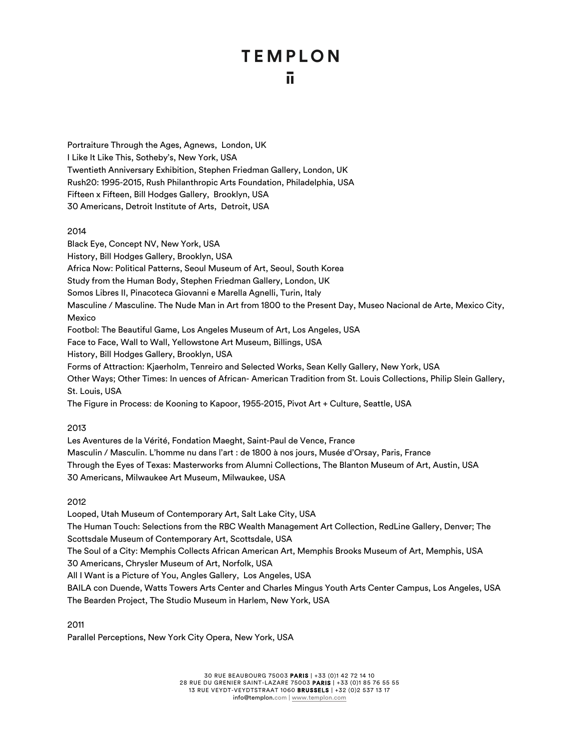Portraiture Through the Ages, Agnews, London, UK
I Like It Like This, Sotheby's, New York, USA
Twentieth Anniversary Exhibition, Stephen Friedman Gallery, London, UK
Rush20: 1995-2015, Rush Philanthropic Arts Foundation, Philadelphia, USA
Fifteen x Fifteen, Bill Hodges Gallery, Brooklyn, USA
30 Americans, Detroit Institute of Arts, Detroit, USA

2014

Black Eye, Concept NV, New York, USA
History, Bill Hodges Gallery, Brooklyn, USA
Africa Now: Political Patterns, Seoul Museum of Art, Seoul, South Korea
Study from the Human Body, Stephen Friedman Gallery, London, UK
Somos Libres II, Pinacoteca Giovanni e Marella Agnelli, Turin, Italy
Masculine / Masculine. The Nude Man in Art from 1800 to the Present Day, Museo Nacional de Arte, Mexico City, Mexico
Footbol: The Beautiful Game, Los Angeles Museum of Art, Los Angeles, USA
Face to Face, Wall to Wall, Yellowstone Art Museum, Billings, USA
History, Bill Hodges Gallery, Brooklyn, USA
Forms of Attraction: Kjaerholm, Tenreiro and Selected Works, Sean Kelly Gallery, New York, USA
Other Ways; Other Times: In uences of African- American Tradition from St. Louis Collections, Philip Slein Gallery, St. Louis, USA
The Figure in Process: de Kooning to Kapoor, 1955-2015, Pivot Art + Culture, Seattle, USA

2013

Les Aventures de la Vérité, Fondation Maeght, Saint-Paul de Vence, France
Masculin / Masculin. L'homme nu dans l'art : de 1800 à nos jours, Musée d'Orsay, Paris, France
Through the Eyes of Texas: Masterworks from Alumni Collections, The Blanton Museum of Art, Austin, USA
30 Americans, Milwaukee Art Museum, Milwaukee, USA

2012

Looped, Utah Museum of Contemporary Art, Salt Lake City, USA
The Human Touch: Selections from the RBC Wealth Management Art Collection, RedLine Gallery, Denver; The Scottsdale Museum of Contemporary Art, Scottsdale, USA
The Soul of a City: Memphis Collects African American Art, Memphis Brooks Museum of Art, Memphis, USA
30 Americans, Chrysler Museum of Art, Norfolk, USA
All I Want is a Picture of You, Angles Gallery, Los Angeles, USA
BAILA con Duende, Watts Towers Arts Center and Charles Mingus Youth Arts Center Campus, Los Angeles, USA
The Bearden Project, The Studio Museum in Harlem, New York, USA

2011

Parallel Perceptions, New York City Opera, New York, USA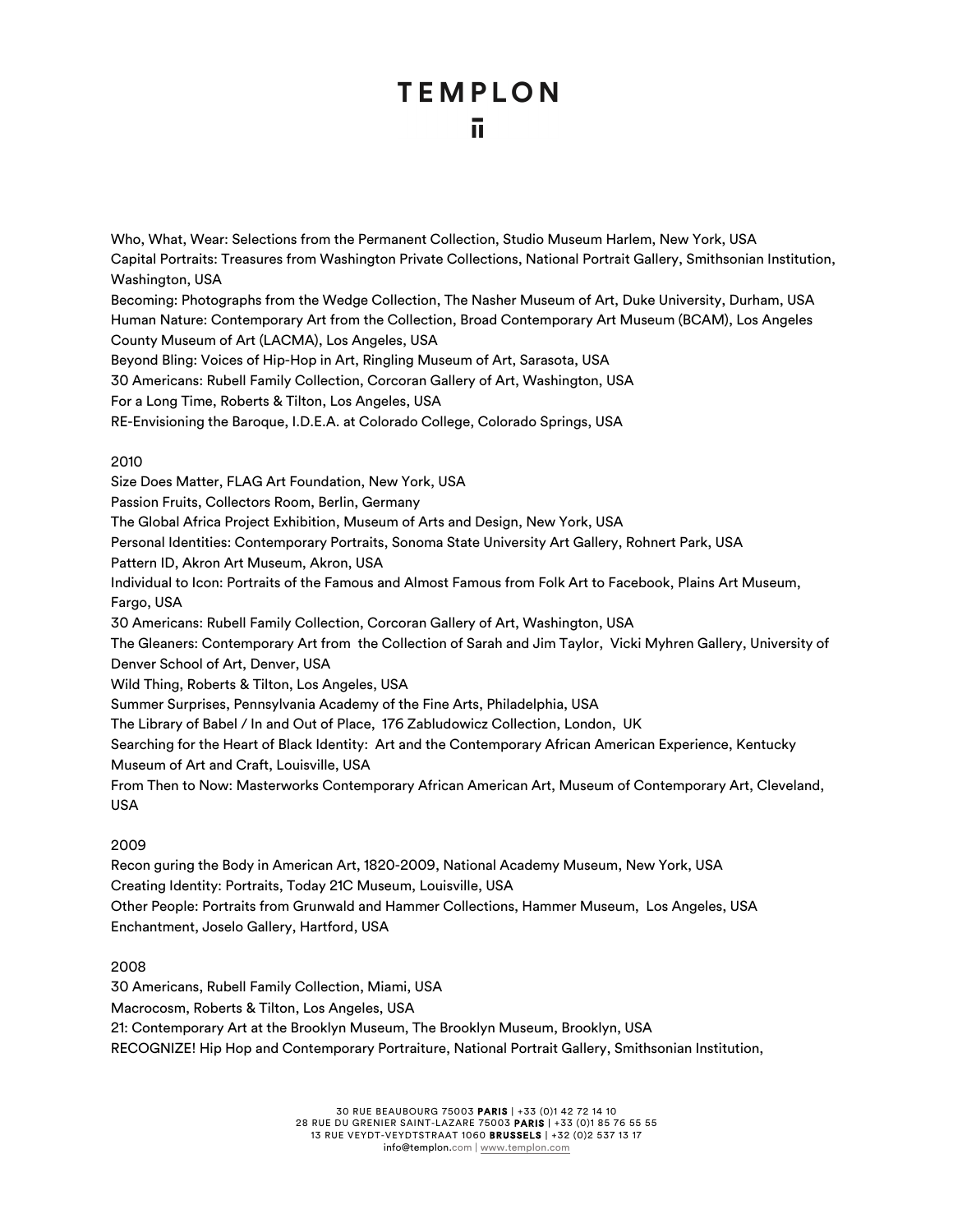Who, What, Wear: Selections from the Permanent Collection, Studio Museum Harlem, New York, USA
Capital Portraits: Treasures from Washington Private Collections, National Portrait Gallery, Smithsonian Institution, Washington, USA
Becoming: Photographs from the Wedge Collection, The Nasher Museum of Art, Duke University, Durham, USA
Human Nature: Contemporary Art from the Collection, Broad Contemporary Art Museum (BCAM), Los Angeles County Museum of Art (LACMA), Los Angeles, USA
Beyond Bling: Voices of Hip-Hop in Art, Ringling Museum of Art, Sarasota, USA
30 Americans: Rubell Family Collection, Corcoran Gallery of Art, Washington, USA
For a Long Time, Roberts & Tilton, Los Angeles, USA
RE-Envisioning the Baroque, I.D.E.A. at Colorado College, Colorado Springs, USA

2010
Size Does Matter, FLAG Art Foundation, New York, USA
Passion Fruits, Collectors Room, Berlin, Germany
The Global Africa Project Exhibition, Museum of Arts and Design, New York, USA
Personal Identities: Contemporary Portraits, Sonoma State University Art Gallery, Rohnert Park, USA
Pattern ID, Akron Art Museum, Akron, USA
Individual to Icon: Portraits of the Famous and Almost Famous from Folk Art to Facebook, Plains Art Museum, Fargo, USA
30 Americans: Rubell Family Collection, Corcoran Gallery of Art, Washington, USA
The Gleaners: Contemporary Art from the Collection of Sarah and Jim Taylor, Vicki Myhren Gallery, University of Denver School of Art, Denver, USA
Wild Thing, Roberts & Tilton, Los Angeles, USA
Summer Surprises, Pennsylvania Academy of the Fine Arts, Philadelphia, USA
The Library of Babel / In and Out of Place, 176 Zabludowicz Collection, London, UK
Searching for the Heart of Black Identity: Art and the Contemporary African American Experience, Kentucky Museum of Art and Craft, Louisville, USA
From Then to Now: Masterworks Contemporary African American Art, Museum of Contemporary Art, Cleveland, USA

2009
Recon guring the Body in American Art, 1820-2009, National Academy Museum, New York, USA
Creating Identity: Portraits, Today 21C Museum, Louisville, USA
Other People: Portraits from Grunwald and Hammer Collections, Hammer Museum, Los Angeles, USA
Enchantment, Joselo Gallery, Hartford, USA

2008
30 Americans, Rubell Family Collection, Miami, USA
Macrocosm, Roberts & Tilton, Los Angeles, USA
21: Contemporary Art at the Brooklyn Museum, The Brooklyn Museum, Brooklyn, USA
RECOGNIZE! Hip Hop and Contemporary Portraiture, National Portrait Gallery, Smithsonian Institution,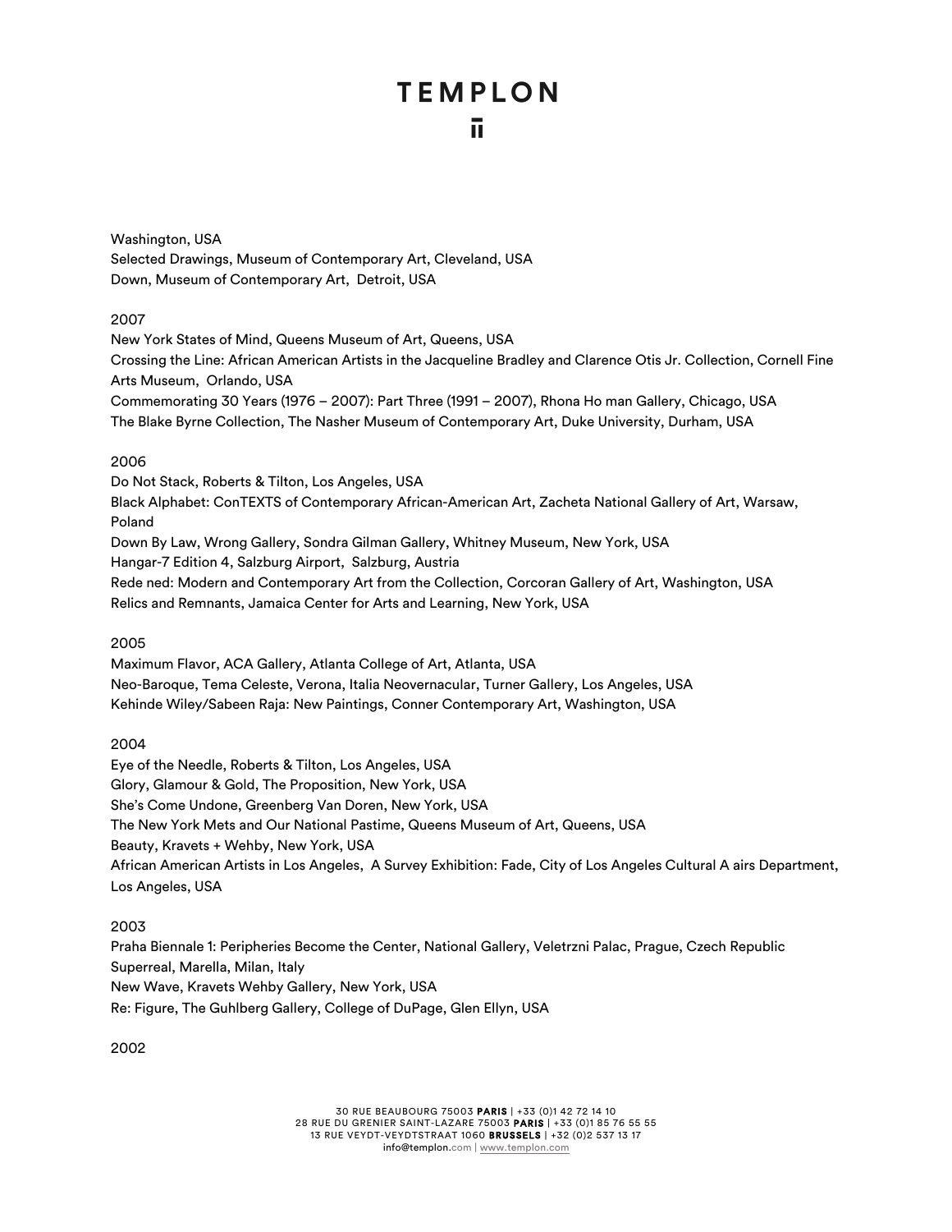Washington, USA
Selected Drawings, Museum of Contemporary Art, Cleveland, USA
Down, Museum of Contemporary Art,  Detroit, USA

2007
New York States of Mind, Queens Museum of Art, Queens, USA
Crossing the Line: African American Artists in the Jacqueline Bradley and Clarence Otis Jr. Collection, Cornell Fine Arts Museum,  Orlando, USA
Commemorating 30 Years (1976 – 2007): Part Three (1991 – 2007), Rhona Ho man Gallery, Chicago, USA
The Blake Byrne Collection, The Nasher Museum of Contemporary Art, Duke University, Durham, USA

2006
Do Not Stack, Roberts & Tilton, Los Angeles, USA
Black Alphabet: ConTEXTS of Contemporary African-American Art, Zacheta National Gallery of Art, Warsaw, Poland
Down By Law, Wrong Gallery, Sondra Gilman Gallery, Whitney Museum, New York, USA
Hangar-7 Edition 4, Salzburg Airport,  Salzburg, Austria
Rede ned: Modern and Contemporary Art from the Collection, Corcoran Gallery of Art, Washington, USA
Relics and Remnants, Jamaica Center for Arts and Learning, New York, USA

2005
Maximum Flavor, ACA Gallery, Atlanta College of Art, Atlanta, USA
Neo-Baroque, Tema Celeste, Verona, Italia Neovernacular, Turner Gallery, Los Angeles, USA
Kehinde Wiley/Sabeen Raja: New Paintings, Conner Contemporary Art, Washington, USA

2004
Eye of the Needle, Roberts & Tilton, Los Angeles, USA
Glory, Glamour & Gold, The Proposition, New York, USA
She's Come Undone, Greenberg Van Doren, New York, USA
The New York Mets and Our National Pastime, Queens Museum of Art, Queens, USA
Beauty, Kravets + Wehby, New York, USA
African American Artists in Los Angeles,  A Survey Exhibition: Fade, City of Los Angeles Cultural A airs Department, Los Angeles, USA

2003
Praha Biennale 1: Peripheries Become the Center, National Gallery, Veletrzni Palac, Prague, Czech Republic
Superreal, Marella, Milan, Italy
New Wave, Kravets Wehby Gallery, New York, USA
Re: Figure, The Guhlberg Gallery, College of DuPage, Glen Ellyn, USA

2002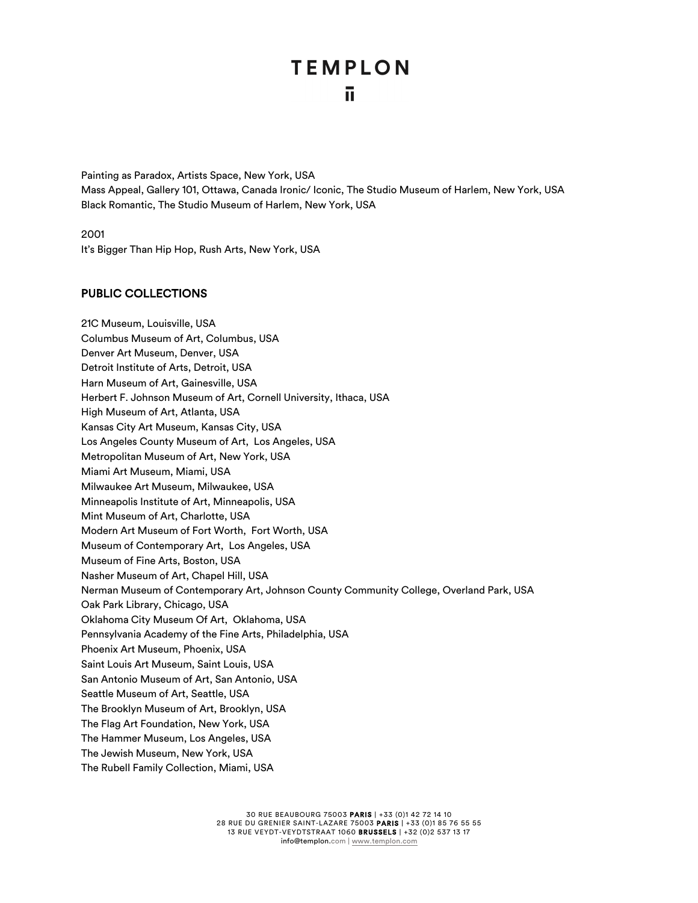Painting as Paradox, Artists Space, New York, USA
Mass Appeal, Gallery 101, Ottawa, Canada Ironic/ Iconic, The Studio Museum of Harlem, New York, USA
Black Romantic, The Studio Museum of Harlem, New York, USA

2001
It's Bigger Than Hip Hop, Rush Arts, New York, USA

## PUBLIC COLLECTIONS

21C Museum, Louisville, USA
Columbus Museum of Art, Columbus, USA
Denver Art Museum, Denver, USA
Detroit Institute of Arts, Detroit, USA
Harn Museum of Art, Gainesville, USA
Herbert F. Johnson Museum of Art, Cornell University, Ithaca, USA
High Museum of Art, Atlanta, USA
Kansas City Art Museum, Kansas City, USA
Los Angeles County Museum of Art, Los Angeles, USA
Metropolitan Museum of Art, New York, USA
Miami Art Museum, Miami, USA
Milwaukee Art Museum, Milwaukee, USA
Minneapolis Institute of Art, Minneapolis, USA
Mint Museum of Art, Charlotte, USA
Modern Art Museum of Fort Worth, Fort Worth, USA
Museum of Contemporary Art, Los Angeles, USA
Museum of Fine Arts, Boston, USA
Nasher Museum of Art, Chapel Hill, USA
Nerman Museum of Contemporary Art, Johnson County Community College, Overland Park, USA
Oak Park Library, Chicago, USA
Oklahoma City Museum Of Art, Oklahoma, USA
Pennsylvania Academy of the Fine Arts, Philadelphia, USA
Phoenix Art Museum, Phoenix, USA
Saint Louis Art Museum, Saint Louis, USA
San Antonio Museum of Art, San Antonio, USA
Seattle Museum of Art, Seattle, USA
The Brooklyn Museum of Art, Brooklyn, USA
The Flag Art Foundation, New York, USA
The Hammer Museum, Los Angeles, USA
The Jewish Museum, New York, USA
The Rubell Family Collection, Miami, USA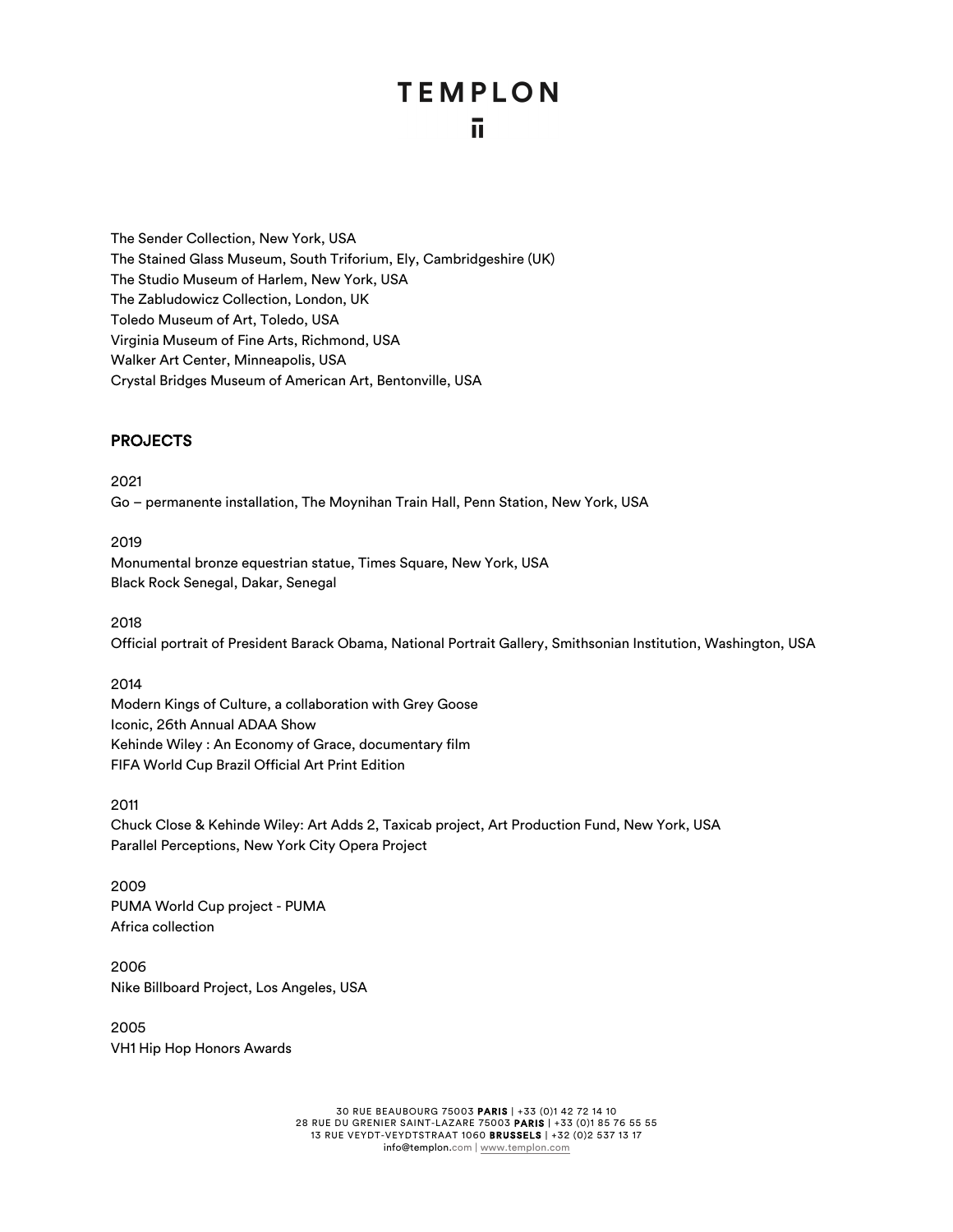The Sender Collection, New York, USA
The Stained Glass Museum, South Triforium, Ely, Cambridgeshire (UK)
The Studio Museum of Harlem, New York, USA
The Zabludowicz Collection, London, UK
Toledo Museum of Art, Toledo, USA
Virginia Museum of Fine Arts, Richmond, USA
Walker Art Center, Minneapolis, USA
Crystal Bridges Museum of American Art, Bentonville, USA

## PROJECTS

2021
Go – permanente installation, The Moynihan Train Hall, Penn Station, New York, USA

2019
Monumental bronze equestrian statue, Times Square, New York, USA
Black Rock Senegal, Dakar, Senegal

2018
Official portrait of President Barack Obama, National Portrait Gallery, Smithsonian Institution, Washington, USA

2014
Modern Kings of Culture, a collaboration with Grey Goose
Iconic, 26th Annual ADAA Show
Kehinde Wiley : An Economy of Grace, documentary film
FIFA World Cup Brazil Official Art Print Edition

2011
Chuck Close & Kehinde Wiley: Art Adds 2, Taxicab project, Art Production Fund, New York, USA
Parallel Perceptions, New York City Opera Project

2009
PUMA World Cup project - PUMA
Africa collection

2006
Nike Billboard Project, Los Angeles, USA

2005
VH1 Hip Hop Honors Awards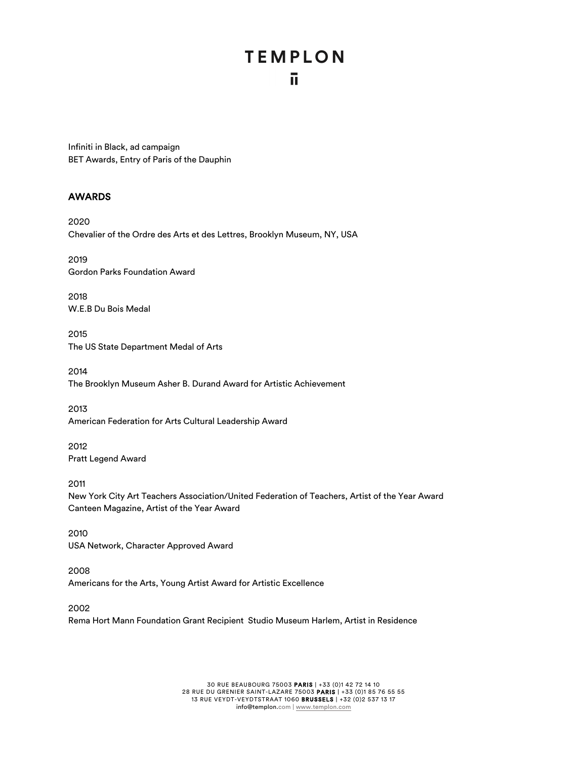Infiniti in Black, ad campaign
BET Awards, Entry of Paris of the Dauphin

## AWARDS

2020
Chevalier of the Ordre des Arts et des Lettres, Brooklyn Museum, NY, USA

2019
Gordon Parks Foundation Award

2018
W.E.B Du Bois Medal

2015
The US State Department Medal of Arts

2014
The Brooklyn Museum Asher B. Durand Award for Artistic Achievement

2013
American Federation for Arts Cultural Leadership Award

2012
Pratt Legend Award

2011
New York City Art Teachers Association/United Federation of Teachers, Artist of the Year Award
Canteen Magazine, Artist of the Year Award

2010
USA Network, Character Approved Award

2008
Americans for the Arts, Young Artist Award for Artistic Excellence

2002
Rema Hort Mann Foundation Grant Recipient  Studio Museum Harlem, Artist in Residence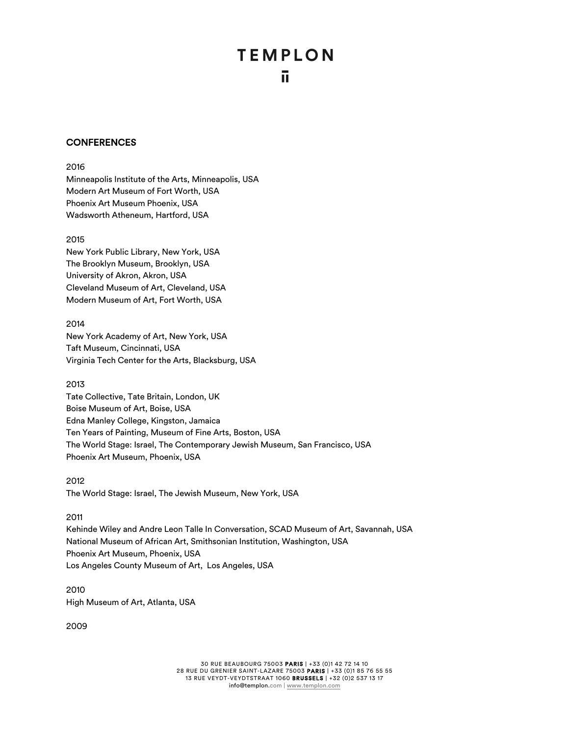## CONFERENCES

2016
Minneapolis Institute of the Arts, Minneapolis, USA
Modern Art Museum of Fort Worth, USA
Phoenix Art Museum Phoenix, USA
Wadsworth Atheneum, Hartford, USA

2015
New York Public Library, New York, USA
The Brooklyn Museum, Brooklyn, USA
University of Akron, Akron, USA
Cleveland Museum of Art, Cleveland, USA
Modern Museum of Art, Fort Worth, USA

2014
New York Academy of Art, New York, USA
Taft Museum, Cincinnati, USA
Virginia Tech Center for the Arts, Blacksburg, USA

2013
Tate Collective, Tate Britain, London, UK
Boise Museum of Art, Boise, USA
Edna Manley College, Kingston, Jamaica
Ten Years of Painting, Museum of Fine Arts, Boston, USA
The World Stage: Israel, The Contemporary Jewish Museum, San Francisco, USA
Phoenix Art Museum, Phoenix, USA

2012
The World Stage: Israel, The Jewish Museum, New York, USA

2011
Kehinde Wiley and Andre Leon Talle In Conversation, SCAD Museum of Art, Savannah, USA
National Museum of African Art, Smithsonian Institution, Washington, USA
Phoenix Art Museum, Phoenix, USA
Los Angeles County Museum of Art, Los Angeles, USA

2010
High Museum of Art, Atlanta, USA

2009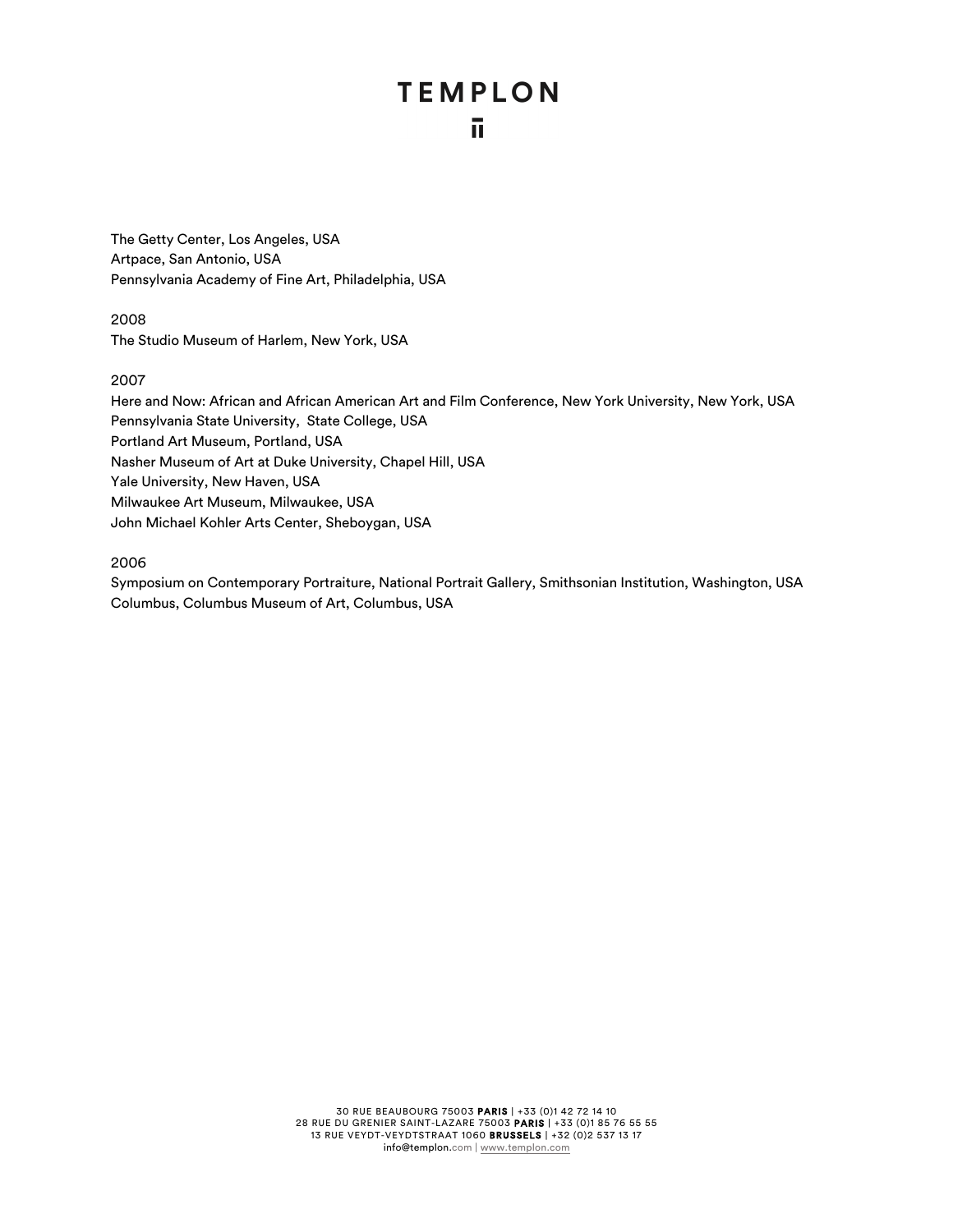The Getty Center, Los Angeles, USA
Artpace, San Antonio, USA
Pennsylvania Academy of Fine Art, Philadelphia, USA

2008
The Studio Museum of Harlem, New York, USA

2007
Here and Now: African and African American Art and Film Conference, New York University, New York, USA
Pennsylvania State University, State College, USA
Portland Art Museum, Portland, USA
Nasher Museum of Art at Duke University, Chapel Hill, USA
Yale University, New Haven, USA
Milwaukee Art Museum, Milwaukee, USA
John Michael Kohler Arts Center, Sheboygan, USA

2006
Symposium on Contemporary Portraiture, National Portrait Gallery, Smithsonian Institution, Washington, USA
Columbus, Columbus Museum of Art, Columbus, USA